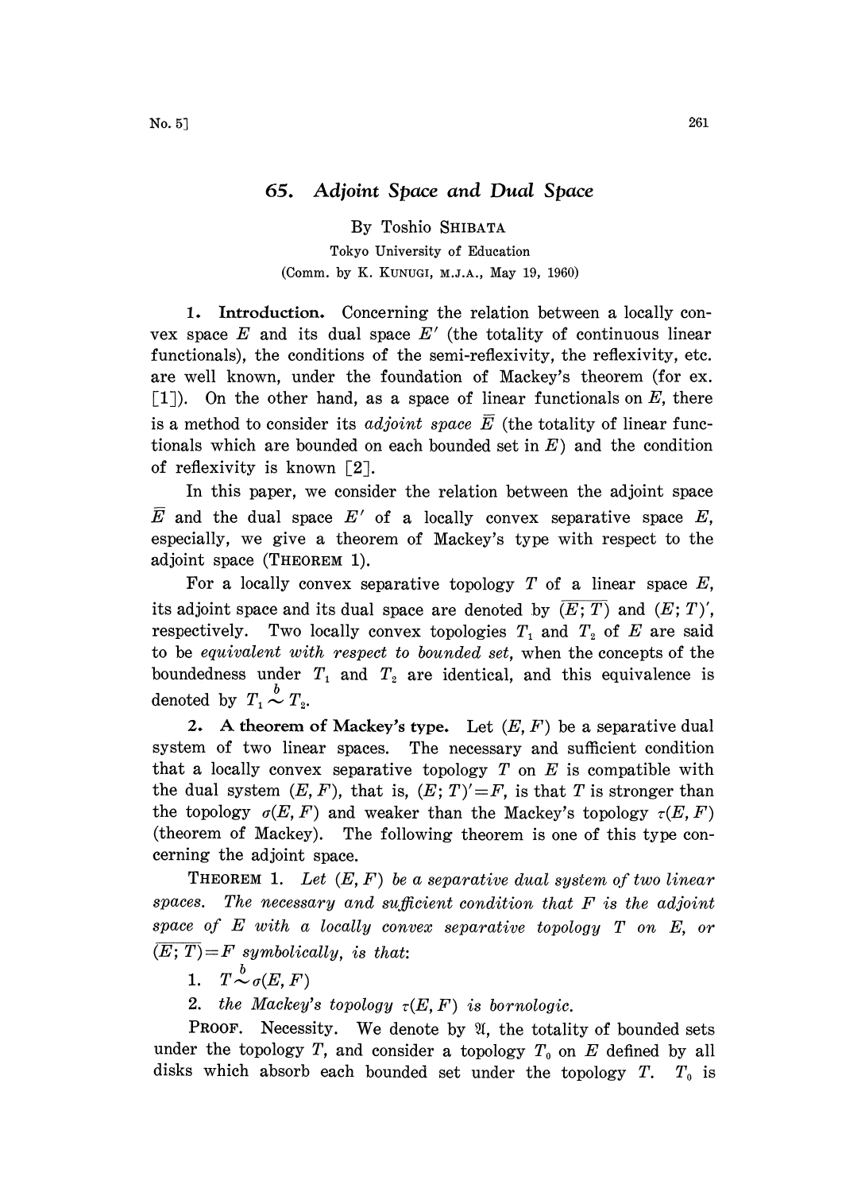# 65. *Adjoint Space and Dual Space*

By Toshio SHIBATA

Tokyo University of Education

(Comm. by K. KUNUGI, M.J.A., May 19, 1960)

**1. Introduction.** Concerning the relation between a locally convex space $E$ and its dual space $E'$ (the totality of continuous linear functionals), the conditions of the semi-reflexivity, the reflexivity, etc. are well known, under the foundation of Mackey's theorem (for ex. [1]). On the other hand, as a space of linear functionals on $E$, there is a method to consider its *adjoint space* $\bar{E}$ (the totality of linear functionals which are bounded on each bounded set in $E$) and the condition of reflexivity is known [2].

In this paper, we consider the relation between the adjoint space $\bar{E}$ and the dual space $E'$ of a locally convex separative space $E$, especially, we give a theorem of Mackey's type with respect to the adjoint space (THEOREM 1).

For a locally convex separative topology $T$ of a linear space $E$, its adjoint space and its dual space are denoted by $\overline{(E;T)}$ and $(E;T)'$, respectively. Two locally convex topologies $T_1$ and $T_2$ of $E$ are said to be *equivalent with respect to bounded set*, when the concepts of the boundedness under $T_1$ and $T_2$ are identical, and this equivalence is denoted by $T_1 \overset{b}{\sim} T_2$.

**2. A theorem of Mackey's type.** Let $(E, F)$ be a separative dual system of two linear spaces. The necessary and sufficient condition that a locally convex separative topology $T$ on $E$ is compatible with the dual system $(E, F)$, that is, $(E;T)'=F$, is that $T$ is stronger than the topology $\sigma(E, F)$ and weaker than the Mackey's topology $\tau(E, F)$ (theorem of Mackey). The following theorem is one of this type concerning the adjoint space.

THEOREM 1. *Let $(E, F)$ be a separative dual system of two linear spaces. The necessary and sufficient condition that $F$ is the adjoint space of $E$ with a locally convex separative topology $T$ on $E$, or $\overline{(E;T)}=F$ symbolically, is that:*

1. $T \overset{b}{\sim} \sigma(E, F)$
2. *the Mackey's topology $\tau(E, F)$ is bornologic.*

PROOF. Necessity. We denote by $\mathfrak{A}$, the totality of bounded sets under the topology $T$, and consider a topology $T_0$ on $E$ defined by all disks which absorb each bounded set under the topology $T$. $T_0$ is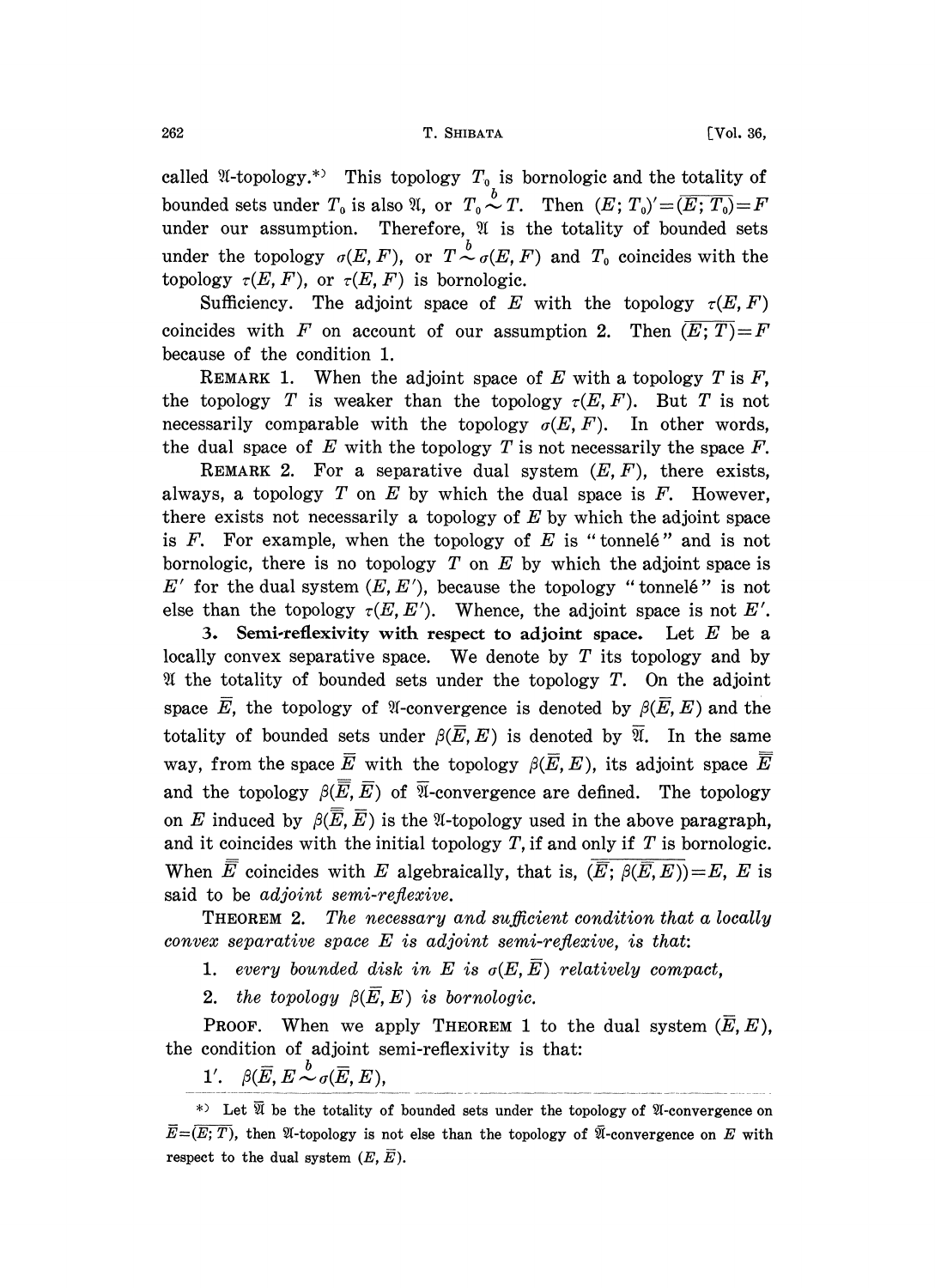called $\mathfrak{A}$-topology.*) This topology $T_0$ is bornologic and the totality of bounded sets under $T_0$ is also $\mathfrak{A}$, or $T_0 \overset{b}{\sim} T$. Then $(E; T_0)' = \overline{(E; T_0)} = F$ under our assumption. Therefore, $\mathfrak{A}$ is the totality of bounded sets under the topology $\sigma(E, F)$, or $T \overset{b}{\sim} \sigma(E, F)$ and $T_0$ coincides with the topology $\tau(E, F)$, or $\tau(E, F)$ is bornologic.

Sufficiency. The adjoint space of $E$ with the topology $\tau(E, F)$ coincides with $F$ on account of our assumption 2. Then $\overline{(E; T)} = F$ because of the condition 1.

REMARK 1. When the adjoint space of $E$ with a topology $T$ is $F$, the topology $T$ is weaker than the topology $\tau(E, F)$. But $T$ is not necessarily comparable with the topology $\sigma(E, F)$. In other words, the dual space of $E$ with the topology $T$ is not necessarily the space $F$.

REMARK 2. For a separative dual system $(E, F)$, there exists, always, a topology $T$ on $E$ by which the dual space is $F$. However, there exists not necessarily a topology of $E$ by which the adjoint space is $F$. For example, when the topology of $E$ is "tonnelé" and is not bornologic, there is no topology $T$ on $E$ by which the adjoint space is $E'$ for the dual system $(E, E')$, because the topology "tonnelé" is not else than the topology $\tau(E, E')$. Whence, the adjoint space is not $E'$.

**3. Semi-reflexivity with respect to adjoint space.** Let $E$ be a locally convex separative space. We denote by $T$ its topology and by $\mathfrak{A}$ the totality of bounded sets under the topology $T$. On the adjoint space $\overline{E}$, the topology of $\mathfrak{A}$-convergence is denoted by $\beta(\overline{E}, E)$ and the totality of bounded sets under $\beta(\overline{E}, E)$ is denoted by $\overline{\mathfrak{A}}$. In the same way, from the space $\overline{E}$ with the topology $\beta(\overline{E}, E)$, its adjoint space $\overline{\overline{E}}$ and the topology $\beta(\overline{\overline{E}}, \overline{E})$ of $\overline{\mathfrak{A}}$-convergence are defined. The topology on $E$ induced by $\beta(\overline{\overline{E}}, \overline{E})$ is the $\mathfrak{A}$-topology used in the above paragraph, and it coincides with the initial topology $T$, if and only if $T$ is bornologic. When $\overline{\overline{E}}$ coincides with $E$ algebraically, that is, $\overline{(\overline{E}; \beta(\overline{E}, E))} = E$, $E$ is said to be *adjoint semi-reflexive*.

THEOREM 2. *The necessary and sufficient condition that a locally convex separative space $E$ is adjoint semi-reflexive, is that:*

1. *every bounded disk in $E$ is $\sigma(E, \overline{E})$ relatively compact,*
2. *the topology $\beta(\overline{E}, E)$ is bornologic.*

PROOF. When we apply THEOREM 1 to the dual system $(\overline{E}, E)$, the condition of adjoint semi-reflexivity is that:

1′. $\beta(\overline{E}, E \overset{b}{\sim} \sigma(\overline{E}, E)$,

*) Let $\overline{\mathfrak{A}}$ be the totality of bounded sets under the topology of $\mathfrak{A}$-convergence on $\overline{E} = \overline{(E; T)}$, then $\mathfrak{A}$-topology is not else than the topology of $\overline{\mathfrak{A}}$-convergence on $E$ with respect to the dual system $(E, \overline{E})$.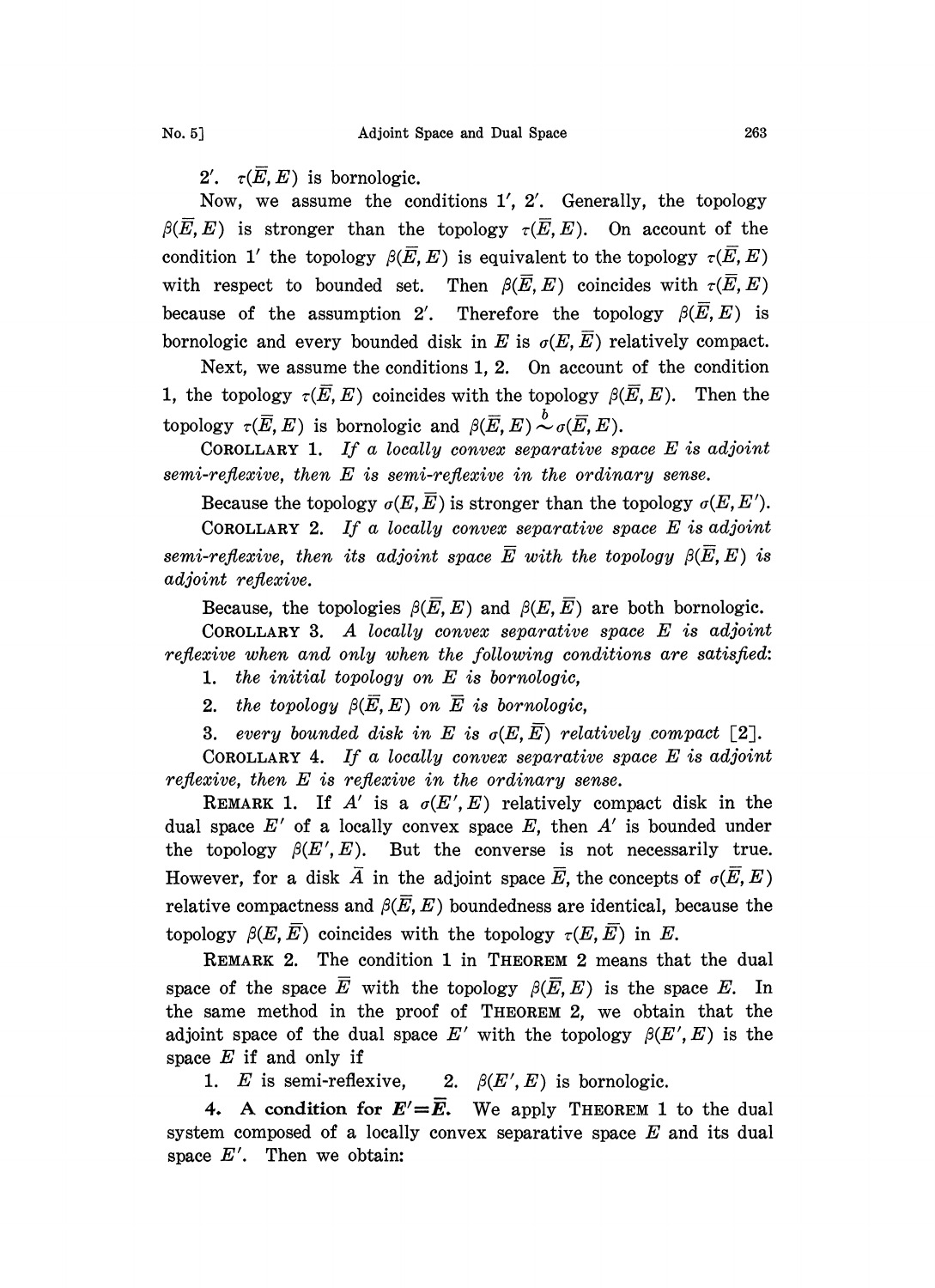2'. $\tau(\overline{E}, E)$ is bornologic.

Now, we assume the conditions 1', 2'. Generally, the topology $\beta(\overline{E}, E)$ is stronger than the topology $\tau(\overline{E}, E)$. On account of the condition 1' the topology $\beta(\overline{E}, E)$ is equivalent to the topology $\tau(\overline{E}, E)$ with respect to bounded set. Then $\beta(\overline{E}, E)$ coincides with $\tau(\overline{E}, E)$ because of the assumption 2'. Therefore the topology $\beta(\overline{E}, E)$ is bornologic and every bounded disk in $E$ is $\sigma(E, \overline{E})$ relatively compact.

Next, we assume the conditions 1, 2. On account of the condition 1, the topology $\tau(\overline{E}, E)$ coincides with the topology $\beta(\overline{E}, E)$. Then the topology $\tau(\overline{E}, E)$ is bornologic and $\beta(\overline{E}, E) \overset{b}{\sim} \sigma(\overline{E}, E)$.

COROLLARY 1. *If a locally convex separative space $E$ is adjoint semi-reflexive, then $E$ is semi-reflexive in the ordinary sense.*

Because the topology $\sigma(E, \overline{E})$ is stronger than the topology $\sigma(E, E')$.

COROLLARY 2. *If a locally convex separative space $E$ is adjoint semi-reflexive, then its adjoint space $\overline{E}$ with the topology $\beta(\overline{E}, E)$ is adjoint reflexive.*

Because, the topologies $\beta(\overline{E}, E)$ and $\beta(E, \overline{E})$ are both bornologic.

COROLLARY 3. *A locally convex separative space $E$ is adjoint reflexive when and only when the following conditions are satisfied:*

1. *the initial topology on $E$ is bornologic,*
2. *the topology $\beta(\overline{E}, E)$ on $\overline{E}$ is bornologic,*
3. *every bounded disk in $E$ is $\sigma(E, \overline{E})$ relatively compact* [2].

COROLLARY 4. *If a locally convex separative space $E$ is adjoint reflexive, then $E$ is reflexive in the ordinary sense.*

REMARK 1. If $A'$ is a $\sigma(E', E)$ relatively compact disk in the dual space $E'$ of a locally convex space $E$, then $A'$ is bounded under the topology $\beta(E', E)$. But the converse is not necessarily true. However, for a disk $\overline{A}$ in the adjoint space $\overline{E}$, the concepts of $\sigma(\overline{E}, E)$ relative compactness and $\beta(\overline{E}, E)$ boundedness are identical, because the topology $\beta(E, \overline{E})$ coincides with the topology $\tau(E, \overline{E})$ in $E$.

REMARK 2. The condition 1 in THEOREM 2 means that the dual space of the space $\overline{E}$ with the topology $\beta(\overline{E}, E)$ is the space $E$. In the same method in the proof of THEOREM 2, we obtain that the adjoint space of the dual space $E'$ with the topology $\beta(E', E)$ is the space $E$ if and only if

1. $E$ is semi-reflexive, 2. $\beta(E', E)$ is bornologic.

**4. A condition for $E' = \overline{E}$.** We apply THEOREM 1 to the dual system composed of a locally convex separative space $E$ and its dual space $E'$. Then we obtain: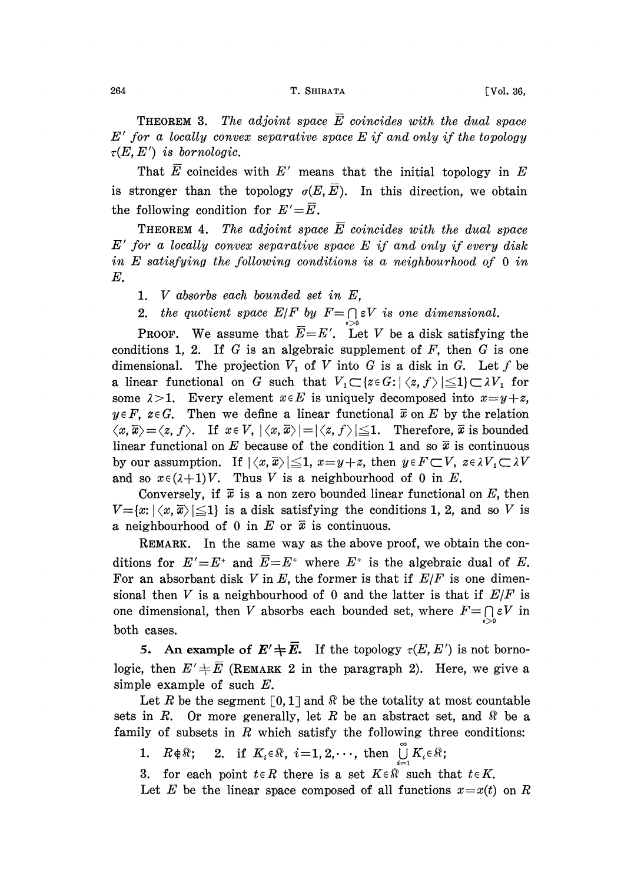**Theorem 3.** *The adjoint space $\bar{E}$ coincides with the dual space $E'$ for a locally convex separative space $E$ if and only if the topology $\tau(E, E')$ is bornologic.*

That $\bar{E}$ coincides with $E'$ means that the initial topology in $E$ is stronger than the topology $\sigma(E, \bar{E})$. In this direction, we obtain the following condition for $E' = \bar{E}$.

**Theorem 4.** *The adjoint space $\bar{E}$ coincides with the dual space $E'$ for a locally convex separative space $E$ if and only if every disk in $E$ satisfying the following conditions is a neighbourhood of 0 in $E$.*

1. *$V$ absorbs each bounded set in $E$,*
2. *the quotient space $E/F$ by $F = \bigcap_{\varepsilon > 0} \varepsilon V$ is one dimensional.*

**Proof.** We assume that $\bar{E} = E'$. Let $V$ be a disk satisfying the conditions 1, 2. If $G$ is an algebraic supplement of $F$, then $G$ is one dimensional. The projection $V_1$ of $V$ into $G$ is a disk in $G$. Let $f$ be a linear functional on $G$ such that $V_1 \subset \{z \in G : |\langle z, f\rangle| \leqq 1\} \subset \lambda V_1$ for some $\lambda > 1$. Every element $x \in E$ is uniquely decomposed into $x = y + z$, $y \in F$, $z \in G$. Then we define a linear functional $\bar{x}$ on $E$ by the relation $\langle x, \bar{x}\rangle = \langle z, f\rangle$. If $x \in V$, $|\langle x, \bar{x}\rangle| = |\langle z, f\rangle| \leqq 1$. Therefore, $\bar{x}$ is bounded linear functional on $E$ because of the condition 1 and so $\bar{x}$ is continuous by our assumption. If $|\langle x, \bar{x}\rangle| \leqq 1$, $x = y + z$, then $y \in F \subset V$, $z \in \lambda V_1 \subset \lambda V$ and so $x \in (\lambda + 1)V$. Thus $V$ is a neighbourhood of 0 in $E$.

Conversely, if $\bar{x}$ is a non zero bounded linear functional on $E$, then $V = \{x : |\langle x, \bar{x}\rangle| \leqq 1\}$ is a disk satisfying the conditions 1, 2, and so $V$ is a neighbourhood of 0 in $E$ or $\bar{x}$ is continuous.

**Remark.** In the same way as the above proof, we obtain the conditions for $E' = E^+$ and $\bar{E} = E^+$ where $E^+$ is the algebraic dual of $E$. For an absorbant disk $V$ in $E$, the former is that if $E/F$ is one dimensional then $V$ is a neighbourhood of 0 and the latter is that if $E/F$ is one dimensional, then $V$ absorbs each bounded set, where $F = \bigcap_{\varepsilon > 0} \varepsilon V$ in both cases.

**5. An example of $E' \neq \bar{E}$.** If the topology $\tau(E, E')$ is not bornologic, then $E' \neq \bar{E}$ (Remark 2 in the paragraph 2). Here, we give a simple example of such $E$.

Let $R$ be the segment $[0, 1]$ and $\mathfrak{K}$ be the totality at most countable sets in $R$. Or more generally, let $R$ be an abstract set, and $\mathfrak{K}$ be a family of subsets in $R$ which satisfy the following three conditions:

1. $R \notin \mathfrak{K}$; 2. if $K_i \in \mathfrak{K}$, $i = 1, 2, \cdots$, then $\bigcup_{i=1}^{\infty} K_i \in \mathfrak{K}$;
3. for each point $t \in R$ there is a set $K \in \mathfrak{K}$ such that $t \in K$.

Let $E$ be the linear space composed of all functions $x = x(t)$ on $R$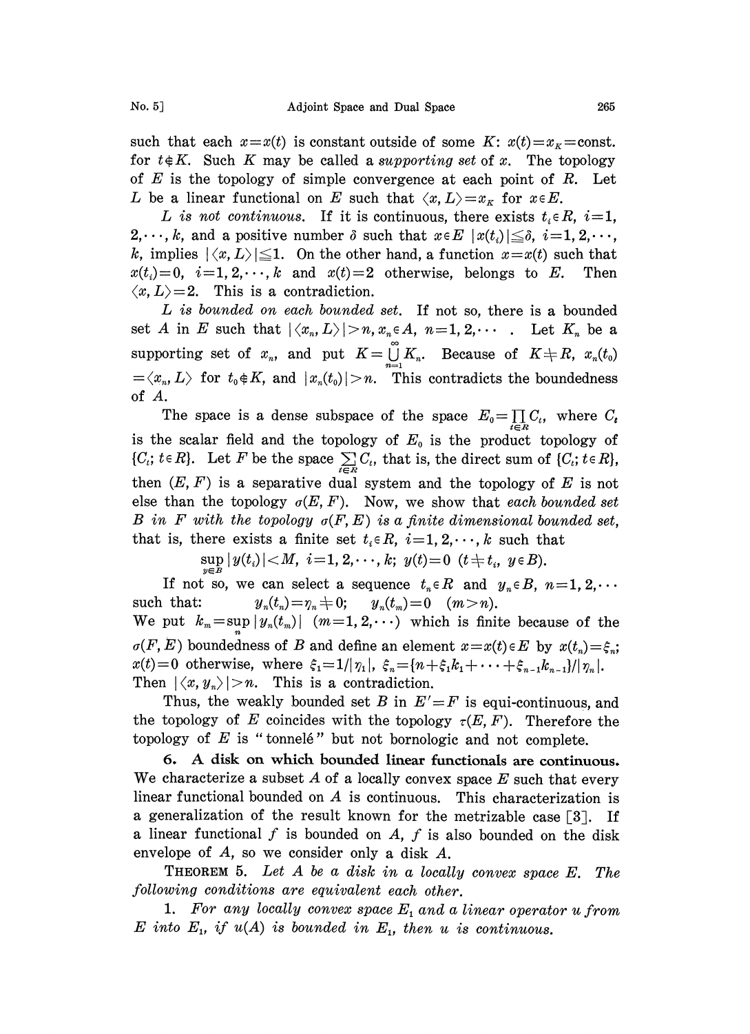such that each $x=x(t)$ is constant outside of some $K$: $x(t)=x_K=\text{const.}$ for $t \notin K$. Such $K$ may be called a *supporting set* of $x$. The topology of $E$ is the topology of simple convergence at each point of $R$. Let $L$ be a linear functional on $E$ such that $\langle x, L\rangle = x_K$ for $x \in E$.

*$L$ is not continuous.* If it is continuous, there exists $t_i \in R$, $i=1, 2, \cdots, k$, and a positive number $\delta$ such that $x \in E$ $|x(t_i)| \leqq \delta$, $i=1, 2, \cdots, k$, implies $|\langle x, L\rangle| \leqq 1$. On the other hand, a function $x=x(t)$ such that $x(t_i)=0$, $i=1, 2, \cdots, k$ and $x(t)=2$ otherwise, belongs to $E$. Then $\langle x, L\rangle = 2$. This is a contradiction.

*$L$ is bounded on each bounded set.* If not so, there is a bounded set $A$ in $E$ such that $|\langle x_n, L\rangle| > n$, $x_n \in A$, $n=1, 2, \cdots$. Let $K_n$ be a supporting set of $x_n$, and put $K=\bigcup_{n=1}^{\infty} K_n$. Because of $K \neq R$, $x_n(t_0) = \langle x_n, L\rangle$ for $t_0 \notin K$, and $|x_n(t_0)| > n$. This contradicts the boundedness of $A$.

The space is a dense subspace of the space $E_0 = \prod_{t \in R} C_t$, where $C_t$ is the scalar field and the topology of $E_0$ is the product topology of $\{C_t; t \in R\}$. Let $F$ be the space $\sum_{t \in R} C_t$, that is, the direct sum of $\{C_t; t \in R\}$, then $(E, F)$ is a separative dual system and the topology of $E$ is not else than the topology $\sigma(E, F)$. Now, we show that *each bounded set $B$ in $F$ with the topology $\sigma(F, E)$ is a finite dimensional bounded set*, that is, there exists a finite set $t_i \in R$, $i=1, 2, \cdots, k$ such that

$$\sup_{y \in B} |y(t_i)| < M, \quad i=1, 2, \cdots, k; \quad y(t)=0 \quad (t \neq t_i, \ y \in B).$$

If not so, we can select a sequence $t_n \in R$ and $y_n \in B$, $n=1, 2, \cdots$ such that: $\quad y_n(t_n) = \eta_n \neq 0; \quad y_n(t_m) = 0 \quad (m > n)$.
We put $k_m = \sup_n |y_n(t_m)|$ $(m=1, 2, \cdots)$ which is finite because of the $\sigma(F, E)$ boundedness of $B$ and define an element $x=x(t) \in E$ by $x(t_n)=\xi_n$; $x(t)=0$ otherwise, where $\xi_1 = 1/|\eta_1|$, $\xi_n = \{n + \xi_1 k_1 + \cdots + \xi_{n-1} k_{n-1}\}/|\eta_n|$. Then $|\langle x, y_n\rangle| > n$. This is a contradiction.

Thus, the weakly bounded set $B$ in $E'=F$ is equi-continuous, and the topology of $E$ coincides with the topology $\tau(E, F)$. Therefore the topology of $E$ is "tonnelé" but not bornologic and not complete.

**6. A disk on which bounded linear functionals are continuous.** We characterize a subset $A$ of a locally convex space $E$ such that every linear functional bounded on $A$ is continuous. This characterization is a generalization of the result known for the metrizable case [3]. If a linear functional $f$ is bounded on $A$, $f$ is also bounded on the disk envelope of $A$, so we consider only a disk $A$.

THEOREM 5. *Let $A$ be a disk in a locally convex space $E$. The following conditions are equivalent each other.*

1. *For any locally convex space $E_1$ and a linear operator $u$ from $E$ into $E_1$, if $u(A)$ is bounded in $E_1$, then $u$ is continuous.*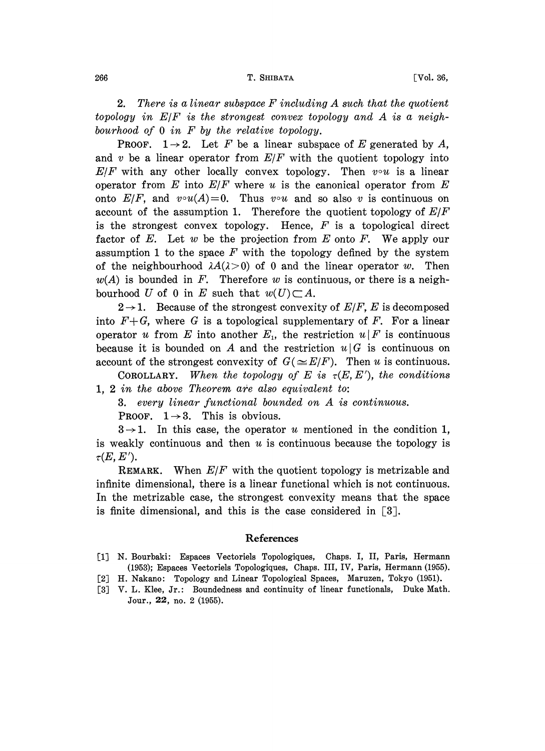2. *There is a linear subspace $F$ including $A$ such that the quotient topology in $E/F$ is the strongest convex topology and $A$ is a neighbourhood of 0 in $F$ by the relative topology.*

PROOF. $1 \to 2$. Let $F$ be a linear subspace of $E$ generated by $A$, and $v$ be a linear operator from $E/F$ with the quotient topology into $E/F$ with any other locally convex topology. Then $v \circ u$ is a linear operator from $E$ into $E/F$ where $u$ is the canonical operator from $E$ onto $E/F$, and $v \circ u(A) = 0$. Thus $v \circ u$ and so also $v$ is continuous on account of the assumption 1. Therefore the quotient topology of $E/F$ is the strongest convex topology. Hence, $F$ is a topological direct factor of $E$. Let $w$ be the projection from $E$ onto $F$. We apply our assumption 1 to the space $F$ with the topology defined by the system of the neighbourhood $\lambda A (\lambda > 0)$ of 0 and the linear operator $w$. Then $w(A)$ is bounded in $F$. Therefore $w$ is continuous, or there is a neighbourhood $U$ of 0 in $E$ such that $w(U) \subset A$.

$2 \to 1$. Because of the strongest convexity of $E/F$, $E$ is decomposed into $F + G$, where $G$ is a topological supplementary of $F$. For a linear operator $u$ from $E$ into another $E_1$, the restriction $u|F$ is continuous because it is bounded on $A$ and the restriction $u|G$ is continuous on account of the strongest convexity of $G (\cong E/F)$. Then $u$ is continuous.

COROLLARY. *When the topology of $E$ is $\tau(E, E')$, the conditions 1, 2 in the above Theorem are also equivalent to:*

3. *every linear functional bounded on $A$ is continuous.*

PROOF. $1 \to 3$. This is obvious.

$3 \to 1$. In this case, the operator $u$ mentioned in the condition 1, is weakly continuous and then $u$ is continuous because the topology is $\tau(E, E')$.

REMARK. When $E/F$ with the quotient topology is metrizable and infinite dimensional, there is a linear functional which is not continuous. In the metrizable case, the strongest convexity means that the space is finite dimensional, and this is the case considered in [3].

## References

[1] N. Bourbaki: Espaces Vectoriels Topologiques, Chaps. I, II, Paris, Hermann (1953); Espaces Vectoriels Topologiques, Chaps. III, IV, Paris, Hermann (1955).

[2] H. Nakano: Topology and Linear Topological Spaces, Maruzen, Tokyo (1951).

[3] V. L. Klee, Jr.: Boundedness and continuity of linear functionals, Duke Math. Jour., **22**, no. 2 (1955).